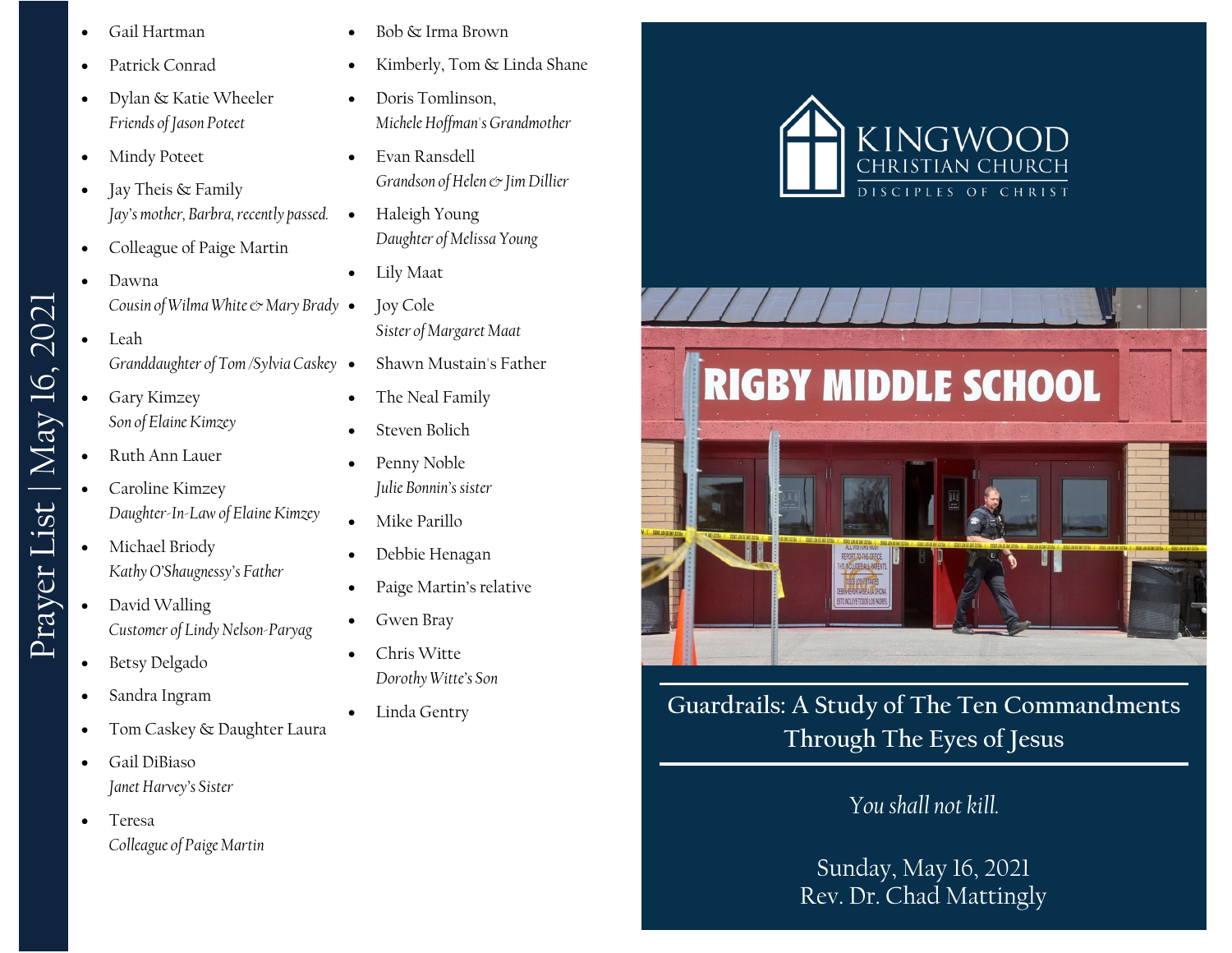# Prayer List | May 16, 2021

- Gail Hartman
- Patrick Conrad
- Dylan & Katie Wheeler
  *Friends of Jason Poteet*
- Mindy Poteet
- Jay Theis & Family
  *Jay's mother, Barbra, recently passed.*
- Colleague of Paige Martin
- Dawna
  *Cousin of Wilma White & Mary Brady*
- Leah
  *Granddaughter of Tom /Sylvia Caskey*
- Gary Kimzey
  *Son of Elaine Kimzey*
- Ruth Ann Lauer
- Caroline Kimzey
  *Daughter-In-Law of Elaine Kimzey*
- Michael Briody
  *Kathy O'Shaugnessy's Father*
- David Walling
  *Customer of Lindy Nelson-Paryag*
- Betsy Delgado
- Sandra Ingram
- Tom Caskey & Daughter Laura
- Gail DiBiaso
  *Janet Harvey's Sister*
- Teresa
  *Colleague of Paige Martin*
- Bob & Irma Brown
- Kimberly, Tom & Linda Shane
- Doris Tomlinson,
  *Michele Hoffman's Grandmother*
- Evan Ransdell
  *Grandson of Helen & Jim Dillier*
- Haleigh Young
  *Daughter of Melissa Young*
- Lily Maat
- Joy Cole
  *Sister of Margaret Maat*
- Shawn Mustain's Father
- The Neal Family
- Steven Bolich
- Penny Noble
  *Julie Bonnin's sister*
- Mike Parillo
- Debbie Henagan
- Paige Martin's relative
- Gwen Bray
- Chris Witte
  *Dorothy Witte's Son*
- Linda Gentry

KINGWOOD CHRISTIAN CHURCH
DISCIPLES OF CHRIST

## Guardrails: A Study of The Ten Commandments Through The Eyes of Jesus

*You shall not kill.*

Sunday, May 16, 2021
Rev. Dr. Chad Mattingly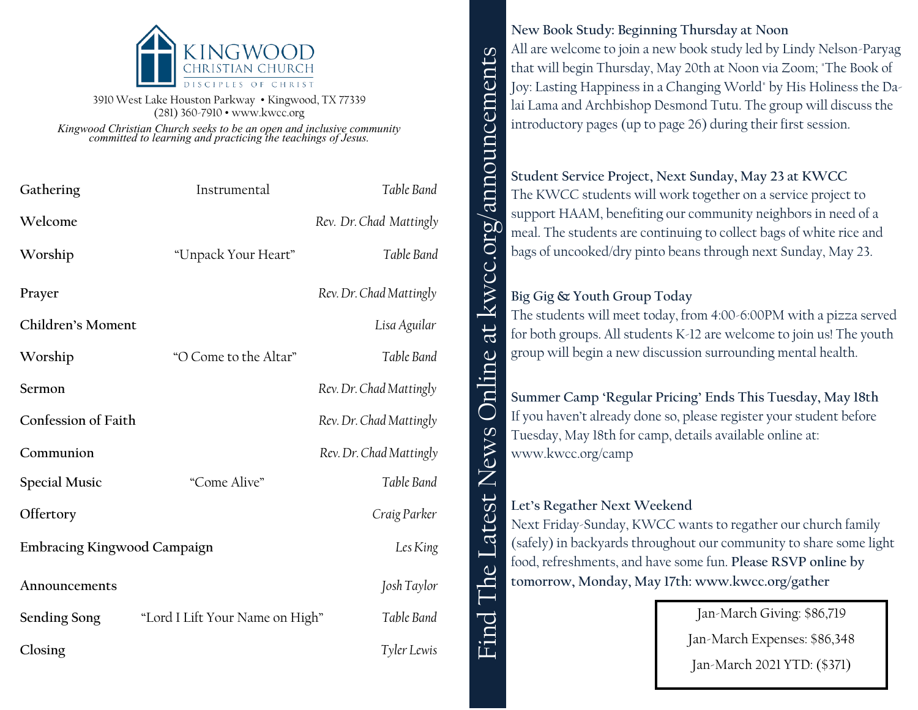# KINGWOOD CHRISTIAN CHURCH
DISCIPLES OF CHRIST

3910 West Lake Houston Parkway • Kingwood, TX 77339
(281) 360-7910 • www.kwcc.org

*Kingwood Christian Church seeks to be an open and inclusive community committed to learning and practicing the teachings of Jesus.*

| | | |
|---|---|---|
| **Gathering** | Instrumental | *Table Band* |
| **Welcome** | | *Rev. Dr. Chad Mattingly* |
| **Worship** | "Unpack Your Heart" | *Table Band* |
| **Prayer** | | *Rev. Dr. Chad Mattingly* |
| **Children's Moment** | | *Lisa Aguilar* |
| **Worship** | "O Come to the Altar" | *Table Band* |
| **Sermon** | | *Rev. Dr. Chad Mattingly* |
| **Confession of Faith** | | *Rev. Dr. Chad Mattingly* |
| **Communion** | | *Rev. Dr. Chad Mattingly* |
| **Special Music** | "Come Alive" | *Table Band* |
| **Offertory** | | *Craig Parker* |
| **Embracing Kingwood Campaign** | | *Les King* |
| **Announcements** | | *Josh Taylor* |
| **Sending Song** | "Lord I Lift Your Name on High" | *Table Band* |
| **Closing** | | *Tyler Lewis* |

Find The Latest News Online at kwcc.org/announcements

**New Book Study: Beginning Thursday at Noon**
All are welcome to join a new book study led by Lindy Nelson-Paryag that will begin Thursday, May 20th at Noon via Zoom; "The Book of Joy: Lasting Happiness in a Changing World" by His Holiness the Dalai Lama and Archbishop Desmond Tutu. The group will discuss the introductory pages (up to page 26) during their first session.

**Student Service Project, Next Sunday, May 23 at KWCC**
The KWCC students will work together on a service project to support HAAM, benefiting our community neighbors in need of a meal. The students are continuing to collect bags of white rice and bags of uncooked/dry pinto beans through next Sunday, May 23.

**Big Gig & Youth Group Today**
The students will meet today, from 4:00-6:00PM with a pizza served for both groups. All students K-12 are welcome to join us! The youth group will begin a new discussion surrounding mental health.

**Summer Camp 'Regular Pricing' Ends This Tuesday, May 18th**
If you haven't already done so, please register your student before Tuesday, May 18th for camp, details available online at: www.kwcc.org/camp

**Let's Regather Next Weekend**
Next Friday-Sunday, KWCC wants to regather our church family (safely) in backyards throughout our community to share some light food, refreshments, and have some fun. **Please RSVP online by tomorrow, Monday, May 17th: www.kwcc.org/gather**

Jan-March Giving: $86,719
Jan-March Expenses: $86,348
Jan-March 2021 YTD: ($371)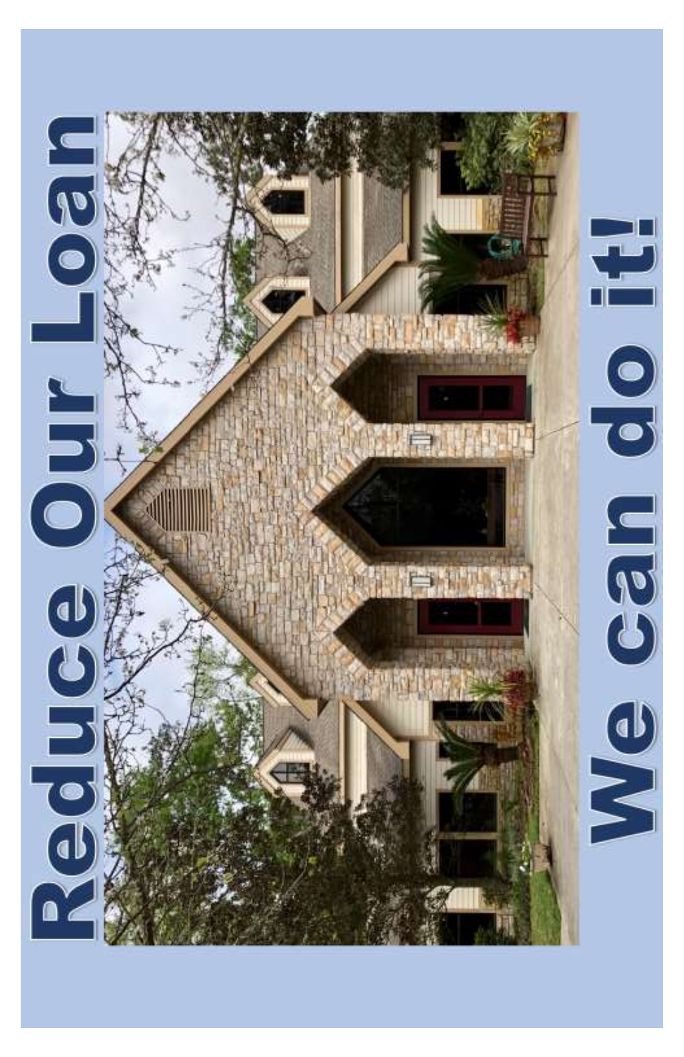# Reduce Our Loan

# We can do it!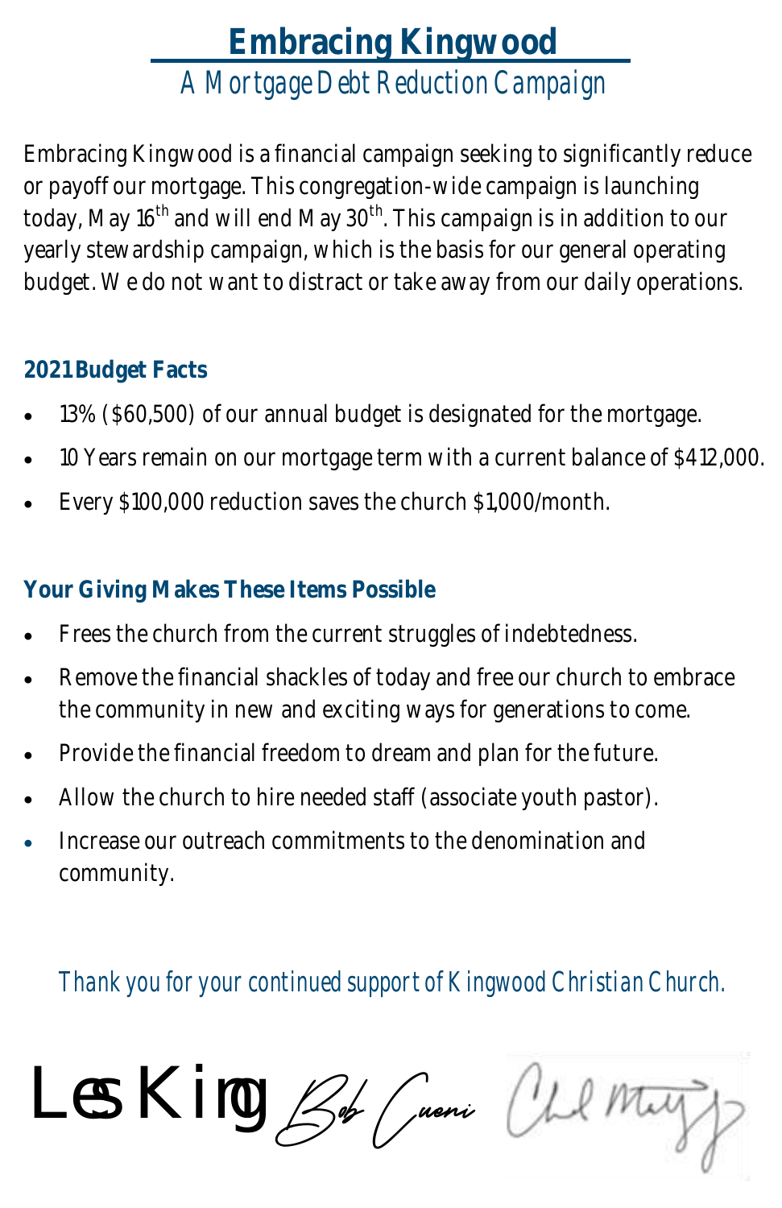# Embracing Kingwood

*A Mortgage Debt Reduction Campaign*

Embracing Kingwood is a financial campaign seeking to significantly reduce or payoff our mortgage. This congregation-wide campaign is launching today, May 16th and will end May 30th. This campaign is in addition to our yearly stewardship campaign, which is the basis for our general operating budget. We do not want to distract or take away from our daily operations.

## 2021 Budget Facts

- 13% ($60,500) of our annual budget is designated for the mortgage.
- 10 Years remain on our mortgage term with a current balance of $412,000.
- Every $100,000 reduction saves the church $1,000/month.

## Your Giving Makes These Items Possible

- Frees the church from the current struggles of indebtedness.
- Remove the financial shackles of today and free our church to embrace the community in new and exciting ways for generations to come.
- Provide the financial freedom to dream and plan for the future.
- Allow the church to hire needed staff (associate youth pastor).
- Increase our outreach commitments to the denomination and community.

*Thank you for your continued support of Kingwood Christian Church.*

Les King  Bob Cuoni